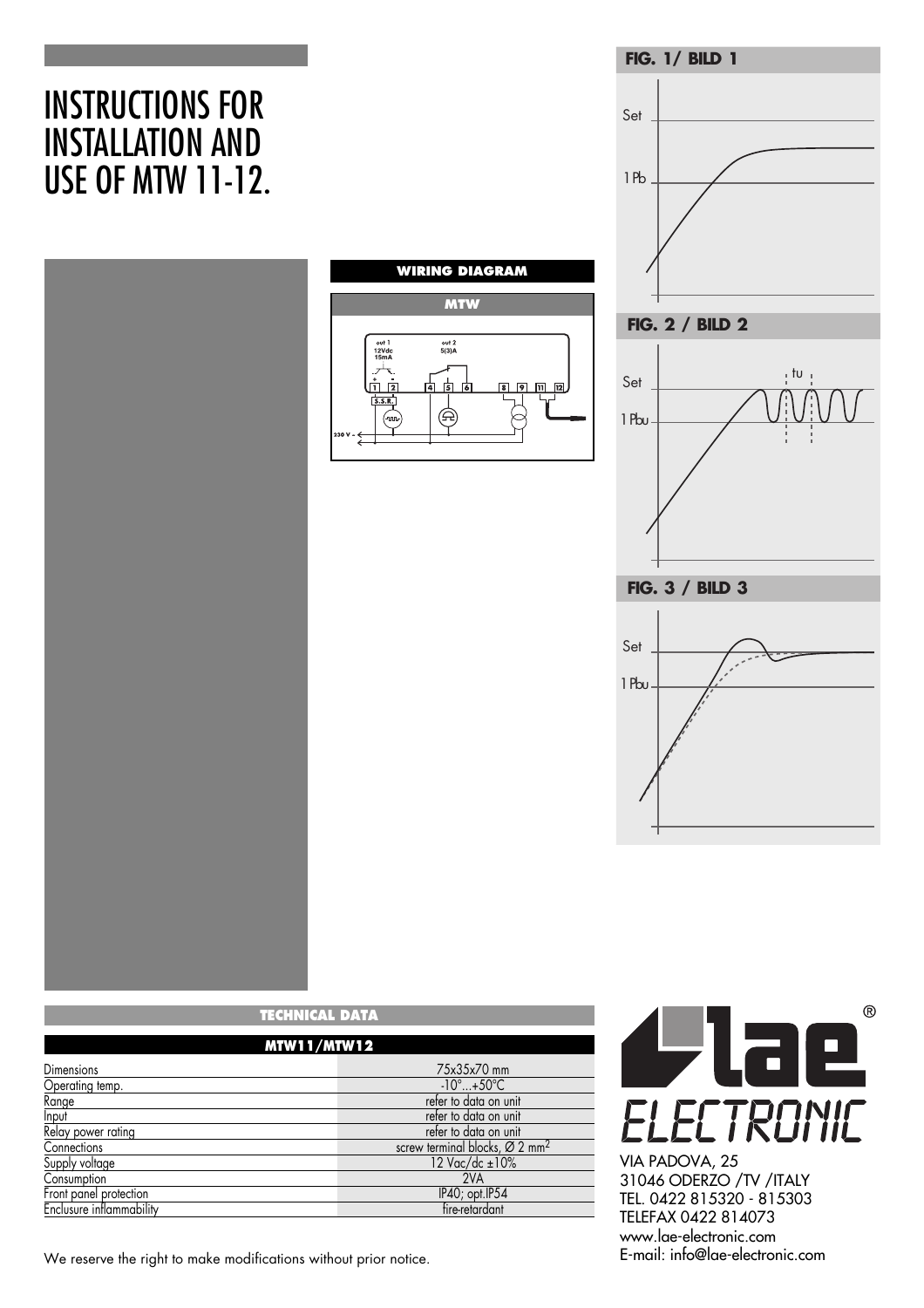# INSTRUCTIONS FOR INSTALLATION AND USE OF MTW 11-12.

## WIRING DIAGRAM

**MTW**

out 1
12Vdc
15mA

out 2
5(3)A

1 2 4 5 6 8 9 11 12

S.S.R.

230 V ~

**FIG. 1/ BILD 1**

Set

1 Pb

**FIG. 2 / BILD 2**

Set

tu

1 Pbu

**FIG. 3 / BILD 3**

Set

1 Pbu

## TECHNICAL DATA

| MTW11/MTW12 | |
|---|---|
| Dimensions | 75x35x70 mm |
| Operating temp. | -10°...+50°C |
| Range | refer to data on unit |
| Input | refer to data on unit |
| Relay power rating | refer to data on unit |
| Connections | screw terminal blocks, Ø 2 mm$^2$ |
| Supply voltage | 12 Vac/dc ±10% |
| Consumption | 2VA |
| Front panel protection | IP40; opt.IP54 |
| Enclusure inflammability | fire-retardant |

We reserve the right to make modifications without prior notice.

lae® ELECTRONIC

VIA PADOVA, 25
31046 ODERZO /TV /ITALY
TEL. 0422 815320 - 815303
TELEFAX 0422 814073
www.lae-electronic.com
E-mail: info@lae-electronic.com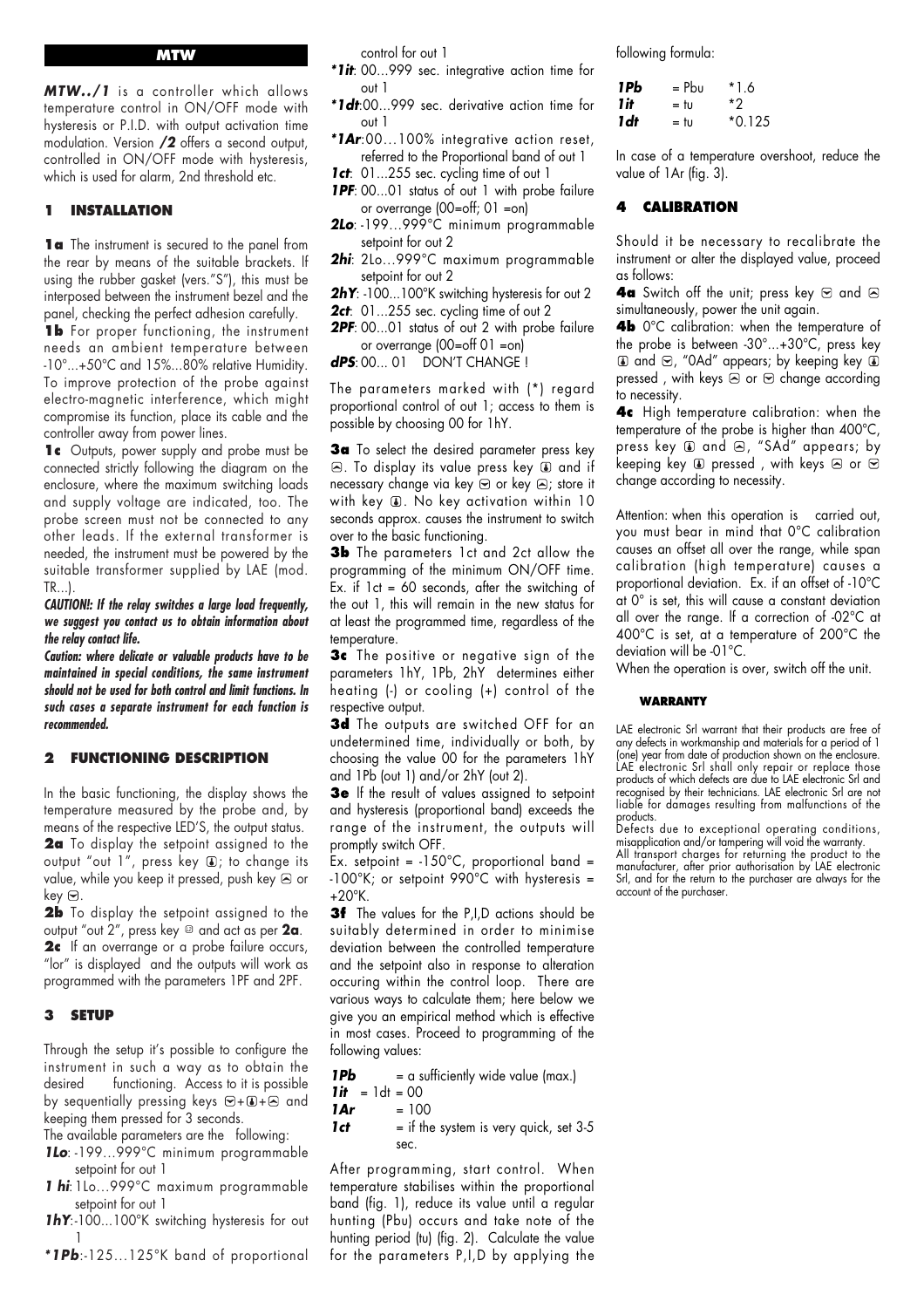## MTW

***MTW../1*** is a controller which allows temperature control in ON/OFF mode with hysteresis or P.I.D. with output activation time modulation. Version ***/2*** offers a second output, controlled in ON/OFF mode with hysteresis, which is used for alarm, 2nd threshold etc.

## 1 INSTALLATION

**1a** The instrument is secured to the panel from the rear by means of the suitable brackets. If using the rubber gasket (vers."S"), this must be interposed between the instrument bezel and the panel, checking the perfect adhesion carefully.

**1b** For proper functioning, the instrument needs an ambient temperature between -10°...+50°C and 15%...80% relative Humidity. To improve protection of the probe against electro-magnetic interference, which might compromise its function, place its cable and the controller away from power lines.

**1c** Outputs, power supply and probe must be connected strictly following the diagram on the enclosure, where the maximum switching loads and supply voltage are indicated, too. The probe screen must not be connected to any other leads. If the external transformer is needed, the instrument must be powered by the suitable transformer supplied by LAE (mod. TR...).

***CAUTION!: If the relay switches a large load frequently, we suggest you contact us to obtain information about the relay contact life.***

***Caution: where delicate or valuable products have to be maintained in special conditions, the same instrument should not be used for both control and limit functions. In such cases a separate instrument for each function is recommended.***

## 2 FUNCTIONING DESCRIPTION

In the basic functioning, the display shows the temperature measured by the probe and, by means of the respective LED'S, the output status.

**2a** To display the setpoint assigned to the output "out 1", press key ⓘ; to change its value, while you keep it pressed, push key ⊜ or key ⊝.

**2b** To display the setpoint assigned to the output "out 2", press key ⓘ and act as per **2a**.

**2c** If an overrange or a probe failure occurs, "lor" is displayed and the outputs will work as programmed with the parameters 1PF and 2PF.

## 3 SETUP

Through the setup it's possible to configure the instrument in such a way as to obtain the desired functioning. Access to it is possible by sequentially pressing keys ⊝+ⓘ+⊜ and keeping them pressed for 3 seconds.

The available parameters are the following:

***1Lo***: -199…999°C minimum programmable setpoint for out 1

***1 hi***: 1Lo…999°C maximum programmable setpoint for out 1

***1hY***: -100...100°K switching hysteresis for out 1

***\*1Pb***: -125…125°K band of proportional control for out 1

***\*1it***: 00...999 sec. integrative action time for out 1

***\*1dt***: 00...999 sec. derivative action time for out 1

***\*1Ar***: 00…100% integrative action reset, referred to the Proportional band of out 1

***1ct***: 01...255 sec. cycling time of out 1

***1PF***: 00...01 status of out 1 with probe failure or overrange (00=off; 01 =on)

***2Lo***: -199…999°C minimum programmable setpoint for out 2

***2hi***: 2Lo…999°C maximum programmable setpoint for out 2

***2hY***: -100...100°K switching hysteresis for out 2

***2ct***: 01...255 sec. cycling time of out 2

***2PF***: 00...01 status of out 2 with probe failure or overrange (00=off 01 =on)

***dPS***: 00... 01 DON'T CHANGE !

The parameters marked with (\*) regard proportional control of out 1; access to them is possible by choosing 00 for 1hY.

**3a** To select the desired parameter press key ⊜. To display its value press key ⓘ and if necessary change via key ⊝ or key ⊜; store it with key ⓘ. No key activation within 10 seconds approx. causes the instrument to switch over to the basic functioning.

**3b** The parameters 1ct and 2ct allow the programming of the minimum ON/OFF time. Ex. if 1ct = 60 seconds, after the switching of the out 1, this will remain in the new status for at least the programmed time, regardless of the temperature.

**3c** The positive or negative sign of the parameters 1hY, 1Pb, 2hY determines either heating (-) or cooling (+) control of the respective output.

**3d** The outputs are switched OFF for an undetermined time, individually or both, by choosing the value 00 for the parameters 1hY and 1Pb (out 1) and/or 2hY (out 2).

**3e** If the result of values assigned to setpoint and hysteresis (proportional band) exceeds the range of the instrument, the outputs will promptly switch OFF.

Ex. setpoint = -150°C, proportional band = -100°K; or setpoint 990°C with hysteresis = +20°K.

**3f** The values for the P,I,D actions should be suitably determined in order to minimise deviation between the controlled temperature and the setpoint also in response to alteration occuring within the control loop. There are various ways to calculate them; here below we give you an empirical method which is effective in most cases. Proceed to programming of the following values:

| | |
|---|---|
| ***1Pb*** | = a sufficiently wide value (max.) |
| ***1it*** = 1dt | = 00 |
| ***1Ar*** | = 100 |
| ***1ct*** | = if the system is very quick, set 3-5 sec. |

After programming, start control. When temperature stabilises within the proportional band (fig. 1), reduce its value until a regular hunting (Pbu) occurs and take note of the hunting period (tu) (fig. 2). Calculate the value for the parameters P,I,D by applying the following formula:

| | | |
|---|---|---|
| ***1Pb*** | = Pbu | \*1.6 |
| ***1it*** | = tu | \*2 |
| ***1dt*** | = tu | \*0.125 |

In case of a temperature overshoot, reduce the value of 1Ar (fig. 3).

## 4 CALIBRATION

Should it be necessary to recalibrate the instrument or alter the displayed value, proceed as follows:

**4a** Switch off the unit; press key ⊝ and ⊜ simultaneously, power the unit again.

**4b** 0°C calibration: when the temperature of the probe is between -30°...+30°C, press key ⓘ and ⊝, "0Ad" appears; by keeping key ⓘ pressed , with keys ⊜ or ⊝ change according to necessity.

**4c** High temperature calibration: when the temperature of the probe is higher than 400°C, press key ⓘ and ⊜, "SAd" appears; by keeping key ⓘ pressed , with keys ⊜ or ⊝ change according to necessity.

Attention: when this operation is carried out, you must bear in mind that 0°C calibration causes an offset all over the range, while span calibration (high temperature) causes a proportional deviation. Ex. if an offset of -10°C at 0° is set, this will cause a constant deviation all over the range. If a correction of -02°C at 400°C is set, at a temperature of 200°C the deviation will be -01°C.

When the operation is over, switch off the unit.

### WARRANTY

LAE electronic Srl warrant that their products are free of any defects in workmanship and materials for a period of 1 (one) year from date of production shown on the enclosure. LAE electronic Srl shall only repair or replace those products of which defects are due to LAE electronic Srl and recognised by their technicians. LAE electronic Srl are not liable for damages resulting from malfunctions of the products.

Defects due to exceptional operating conditions, misapplication and/or tampering will void the warranty.

All transport charges for returning the product to the manufacturer, after prior authorisation by LAE electronic Srl, and for the return to the purchaser are always for the account of the purchaser.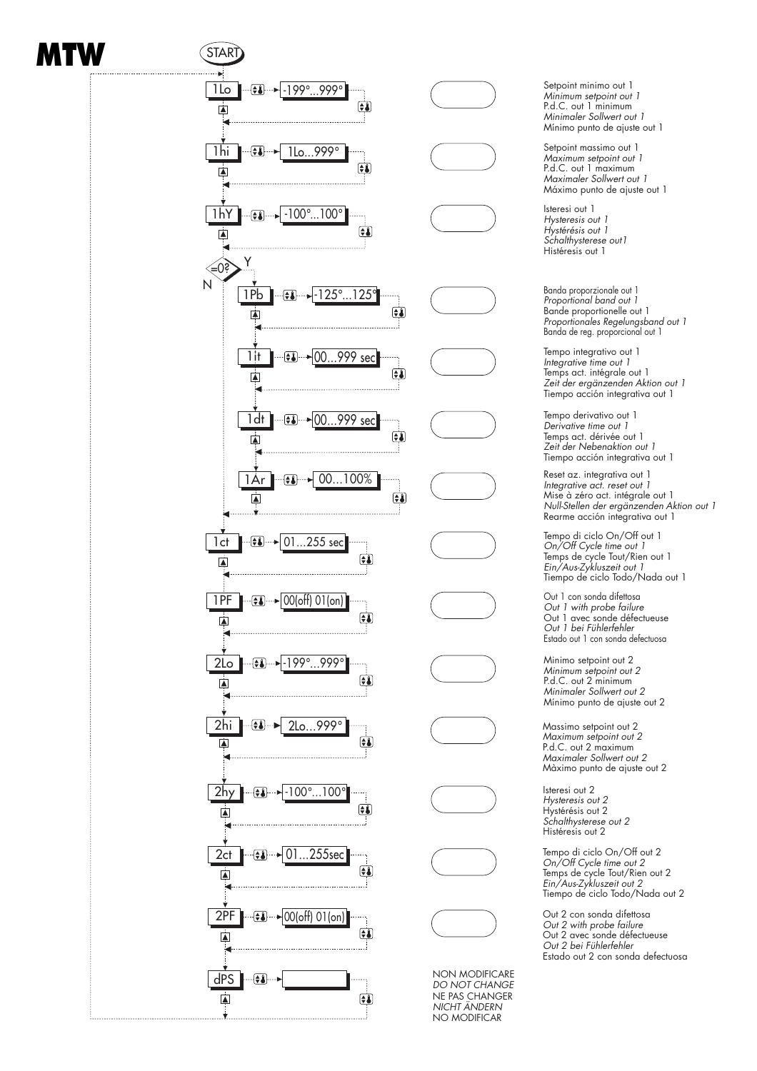# MTW

START

| Parameter | Range | Description |
| --- | --- | --- |
| 1Lo | -199°...999° | Setpoint minimo out 1 / *Minimum setpoint out 1* / P.d.C. out 1 minimum / *Minimaler Sollwert out 1* / Mínimo punto de ajuste out 1 |
| 1hi | 1Lo...999° | Setpoint massimo out 1 / *Maximum setpoint out 1* / P.d.C. out 1 maximum / *Maximaler Sollwert out 1* / Máximo punto de ajuste out 1 |
| 1hY | -100°...100° | Isteresi out 1 / *Hysteresis out 1* / Hystérésis out 1 / *Schalthysterese out1* / Histéresis out 1 |

=0? Y / N

| Parameter | Range | Description |
| --- | --- | --- |
| 1Pb | -125°...125° | Banda proporzionale out 1 / *Proportional band out 1* / Bande proportionelle out 1 / *Proportionales Regelungsband out 1* / Banda de reg. proporcional out 1 |
| 1it | 00...999 sec | Tempo integrativo out 1 / *Integrative time out 1* / Temps act. intégrale out 1 / *Zeit der ergänzenden Aktion out 1* / Tiempo acción integrativa out 1 |
| 1dt | 00...999 sec | Tempo derivativo out 1 / *Derivative time out 1* / Temps act. dérivée out 1 / *Zeit der Nebenaktion out 1* / Tiempo acción integrativa out 1 |
| 1Ar | 00...100% | Reset az. integrativa out 1 / *Integrative act. reset out 1* / Mise à zéro act. intégrale out 1 / *Null-Stellen der ergänzenden Aktion out 1* / Rearme acción integrativa out 1 |
| 1ct | 01...255 sec | Tempo di ciclo On/Off out 1 / *On/Off Cycle time out 1* / Temps de cycle Tout/Rien out 1 / *Ein/Aus-Zykluszeit out 1* / Tiempo de ciclo Todo/Nada out 1 |
| 1PF | 00(off) 01(on) | Out 1 con sonda difettosa / *Out 1 with probe failure* / Out 1 avec sonde défectueuse / *Out 1 bei Fühlerfehler* / Estado out 1 con sonda defectuosa |
| 2Lo | -199°...999° | Minimo setpoint out 2 / *Minimum setpoint out 2* / P.d.C. out 2 minimum / *Minimaler Sollwert out 2* / Mínimo punto de ajuste out 2 |
| 2hi | 2Lo...999° | Massimo setpoint out 2 / *Maximum setpoint out 2* / P.d.C. out 2 maximum / *Maximaler Sollwert out 2* / Màximo punto de ajuste out 2 |
| 2hy | -100°...100° | Isteresi out 2 / *Hysteresis out 2* / Hystérésis out 2 / *Schalthysterese out 2* / Histéresis out 2 |
| 2ct | 01...255sec | Tempo di ciclo On/Off out 2 / *On/Off Cycle time out 2* / Temps de cycle Tout/Rien out 2 / *Ein/Aus-Zykluszeit out 2* / Tiempo de ciclo Todo/Nada out 2 |
| 2PF | 00(off) 01(on) | Out 2 con sonda difettosa / *Out 2 with probe failure* / Out 2 avec sonde défectueuse / *Out 2 bei Fühlerfehler* / Estado out 2 con sonda defectuosa |
| dPS | | NON MODIFICARE / *DO NOT CHANGE* / NE PAS CHANGER / *NICHT ÄNDERN* / NO MODIFICAR |